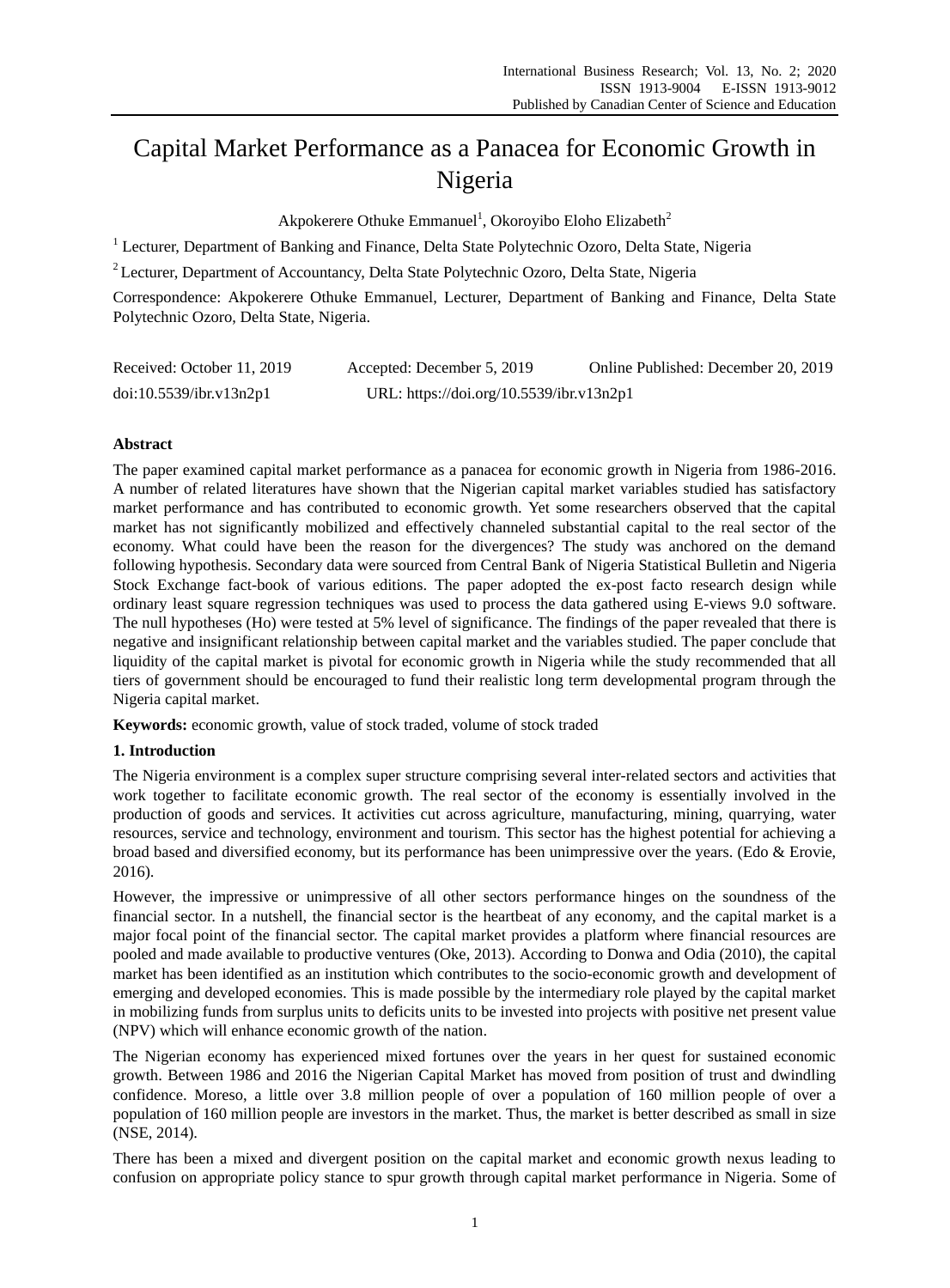# Capital Market Performance as a Panacea for Economic Growth in Nigeria

Akpokerere Othuke Emmanuel[1], Okoroyibo Eloho Elizabeth[2]

[1] Lecturer, Department of Banking and Finance, Delta State Polytechnic Ozoro, Delta State, Nigeria

[2] Lecturer, Department of Accountancy, Delta State Polytechnic Ozoro, Delta State, Nigeria

Correspondence: Akpokerere Othuke Emmanuel, Lecturer, Department of Banking and Finance, Delta State Polytechnic Ozoro, Delta State, Nigeria.

Received: October 11, 2019    Accepted: December 5, 2019    Online Published: December 20, 2019

doi:10.5539/ibr.v13n2p1    URL: https://doi.org/10.5539/ibr.v13n2p1

## Abstract

The paper examined capital market performance as a panacea for economic growth in Nigeria from 1986-2016. A number of related literatures have shown that the Nigerian capital market variables studied has satisfactory market performance and has contributed to economic growth. Yet some researchers observed that the capital market has not significantly mobilized and effectively channeled substantial capital to the real sector of the economy. What could have been the reason for the divergences? The study was anchored on the demand following hypothesis. Secondary data were sourced from Central Bank of Nigeria Statistical Bulletin and Nigeria Stock Exchange fact-book of various editions. The paper adopted the ex-post facto research design while ordinary least square regression techniques was used to process the data gathered using E-views 9.0 software. The null hypotheses (Ho) were tested at 5% level of significance. The findings of the paper revealed that there is negative and insignificant relationship between capital market and the variables studied. The paper conclude that liquidity of the capital market is pivotal for economic growth in Nigeria while the study recommended that all tiers of government should be encouraged to fund their realistic long term developmental program through the Nigeria capital market.

**Keywords:** economic growth, value of stock traded, volume of stock traded

## 1. Introduction

The Nigeria environment is a complex super structure comprising several inter-related sectors and activities that work together to facilitate economic growth. The real sector of the economy is essentially involved in the production of goods and services. It activities cut across agriculture, manufacturing, mining, quarrying, water resources, service and technology, environment and tourism. This sector has the highest potential for achieving a broad based and diversified economy, but its performance has been unimpressive over the years. (Edo & Erovie, 2016).

However, the impressive or unimpressive of all other sectors performance hinges on the soundness of the financial sector. In a nutshell, the financial sector is the heartbeat of any economy, and the capital market is a major focal point of the financial sector. The capital market provides a platform where financial resources are pooled and made available to productive ventures (Oke, 2013). According to Donwa and Odia (2010), the capital market has been identified as an institution which contributes to the socio-economic growth and development of emerging and developed economies. This is made possible by the intermediary role played by the capital market in mobilizing funds from surplus units to deficits units to be invested into projects with positive net present value (NPV) which will enhance economic growth of the nation.

The Nigerian economy has experienced mixed fortunes over the years in her quest for sustained economic growth. Between 1986 and 2016 the Nigerian Capital Market has moved from position of trust and dwindling confidence. Moreso, a little over 3.8 million people of over a population of 160 million people of over a population of 160 million people are investors in the market. Thus, the market is better described as small in size (NSE, 2014).

There has been a mixed and divergent position on the capital market and economic growth nexus leading to confusion on appropriate policy stance to spur growth through capital market performance in Nigeria. Some of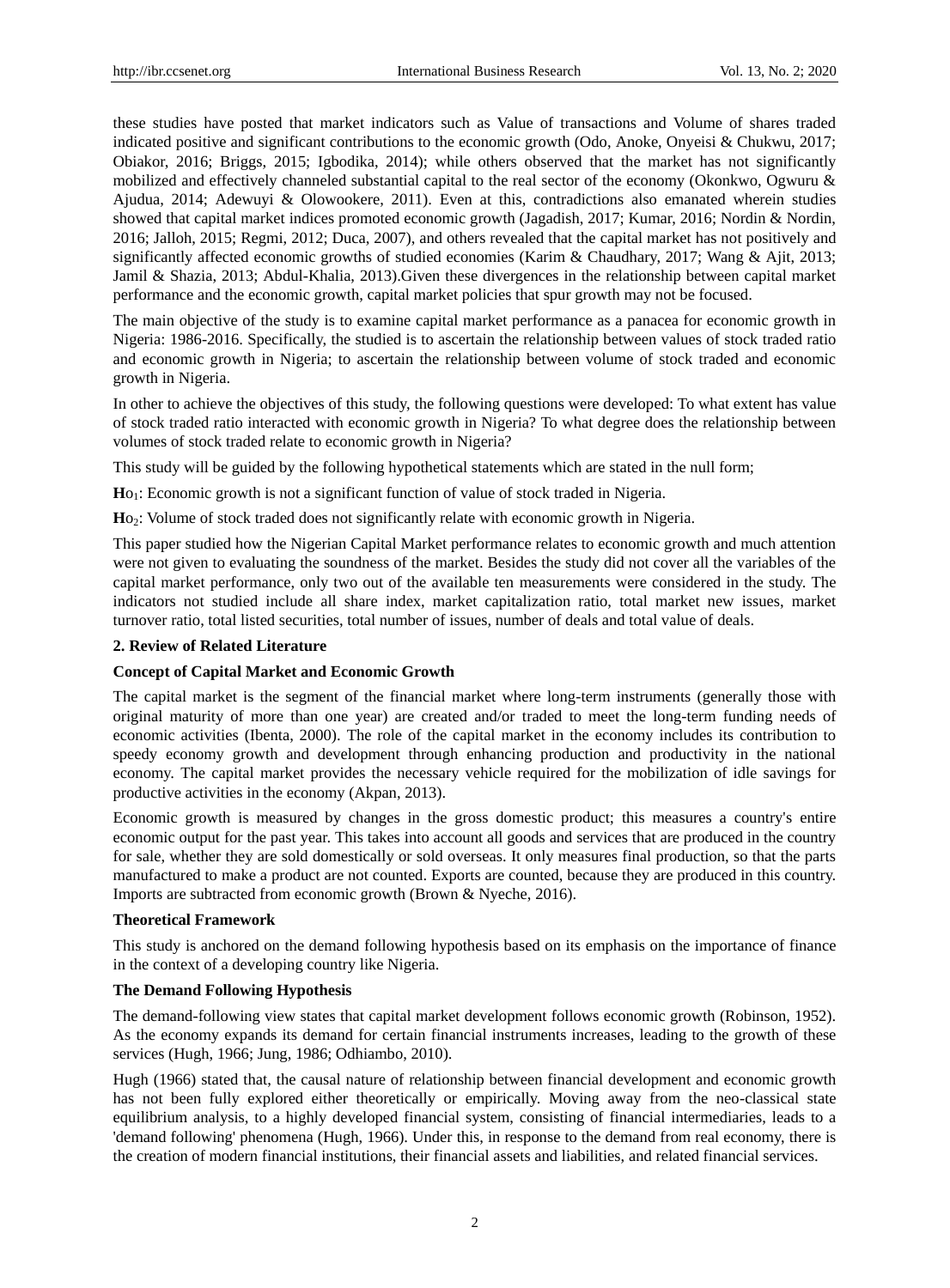these studies have posted that market indicators such as Value of transactions and Volume of shares traded indicated positive and significant contributions to the economic growth (Odo, Anoke, Onyeisi & Chukwu, 2017; Obiakor, 2016; Briggs, 2015; Igbodika, 2014); while others observed that the market has not significantly mobilized and effectively channeled substantial capital to the real sector of the economy (Okonkwo, Ogwuru & Ajudua, 2014; Adewuyi & Olowookere, 2011). Even at this, contradictions also emanated wherein studies showed that capital market indices promoted economic growth (Jagadish, 2017; Kumar, 2016; Nordin & Nordin, 2016; Jalloh, 2015; Regmi, 2012; Duca, 2007), and others revealed that the capital market has not positively and significantly affected economic growths of studied economies (Karim & Chaudhary, 2017; Wang & Ajit, 2013; Jamil & Shazia, 2013; Abdul-Khalia, 2013).Given these divergences in the relationship between capital market performance and the economic growth, capital market policies that spur growth may not be focused.

The main objective of the study is to examine capital market performance as a panacea for economic growth in Nigeria: 1986-2016. Specifically, the studied is to ascertain the relationship between values of stock traded ratio and economic growth in Nigeria; to ascertain the relationship between volume of stock traded and economic growth in Nigeria.

In other to achieve the objectives of this study, the following questions were developed: To what extent has value of stock traded ratio interacted with economic growth in Nigeria? To what degree does the relationship between volumes of stock traded relate to economic growth in Nigeria?

This study will be guided by the following hypothetical statements which are stated in the null form;

**H**o$_1$: Economic growth is not a significant function of value of stock traded in Nigeria.

**H**o$_2$: Volume of stock traded does not significantly relate with economic growth in Nigeria.

This paper studied how the Nigerian Capital Market performance relates to economic growth and much attention were not given to evaluating the soundness of the market. Besides the study did not cover all the variables of the capital market performance, only two out of the available ten measurements were considered in the study. The indicators not studied include all share index, market capitalization ratio, total market new issues, market turnover ratio, total listed securities, total number of issues, number of deals and total value of deals.

## 2. Review of Related Literature

### Concept of Capital Market and Economic Growth

The capital market is the segment of the financial market where long-term instruments (generally those with original maturity of more than one year) are created and/or traded to meet the long-term funding needs of economic activities (Ibenta, 2000). The role of the capital market in the economy includes its contribution to speedy economy growth and development through enhancing production and productivity in the national economy. The capital market provides the necessary vehicle required for the mobilization of idle savings for productive activities in the economy (Akpan, 2013).

Economic growth is measured by changes in the gross domestic product; this measures a country's entire economic output for the past year. This takes into account all goods and services that are produced in the country for sale, whether they are sold domestically or sold overseas. It only measures final production, so that the parts manufactured to make a product are not counted. Exports are counted, because they are produced in this country. Imports are subtracted from economic growth (Brown & Nyeche, 2016).

### Theoretical Framework

This study is anchored on the demand following hypothesis based on its emphasis on the importance of finance in the context of a developing country like Nigeria.

### The Demand Following Hypothesis

The demand-following view states that capital market development follows economic growth (Robinson, 1952). As the economy expands its demand for certain financial instruments increases, leading to the growth of these services (Hugh, 1966; Jung, 1986; Odhiambo, 2010).

Hugh (1966) stated that, the causal nature of relationship between financial development and economic growth has not been fully explored either theoretically or empirically. Moving away from the neo-classical state equilibrium analysis, to a highly developed financial system, consisting of financial intermediaries, leads to a 'demand following' phenomena (Hugh, 1966). Under this, in response to the demand from real economy, there is the creation of modern financial institutions, their financial assets and liabilities, and related financial services.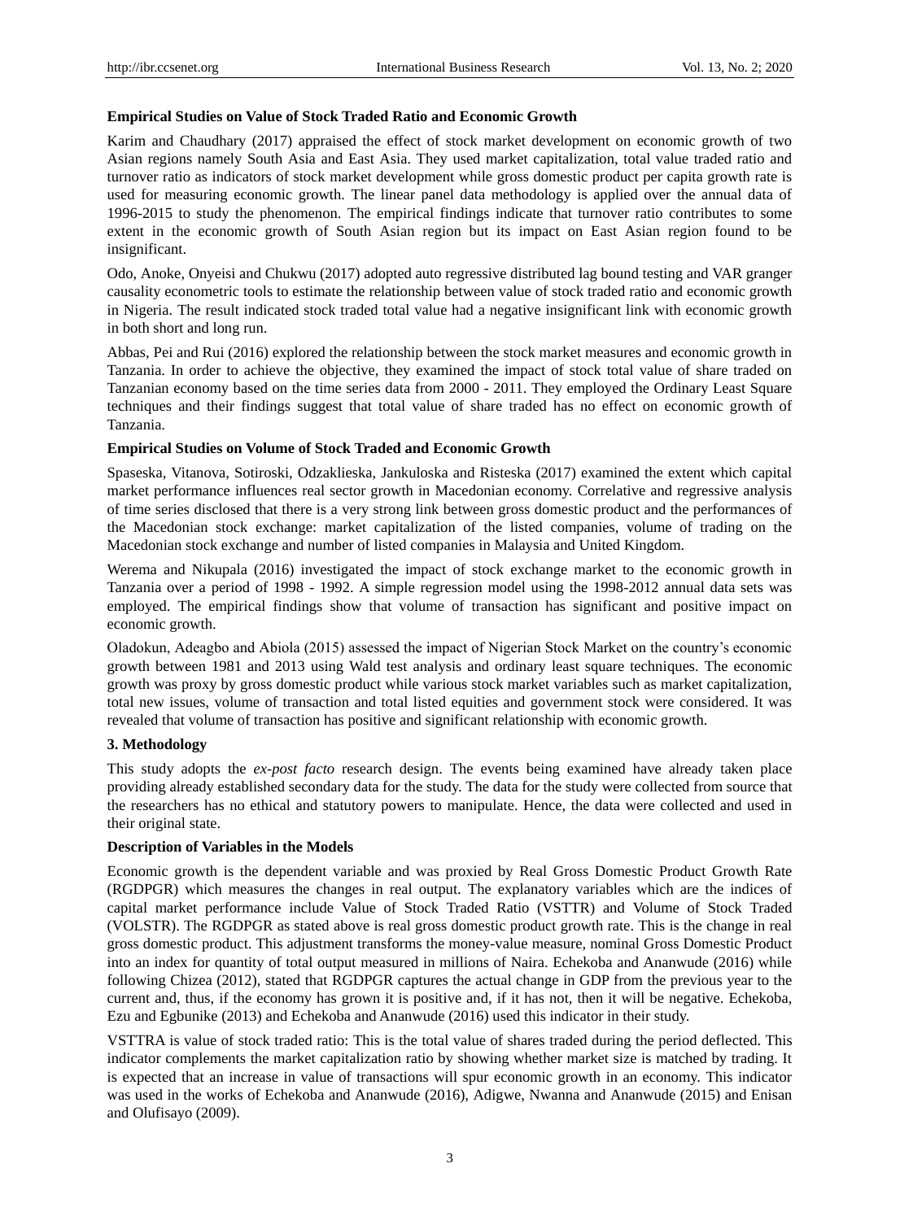**Empirical Studies on Value of Stock Traded Ratio and Economic Growth**

Karim and Chaudhary (2017) appraised the effect of stock market development on economic growth of two Asian regions namely South Asia and East Asia. They used market capitalization, total value traded ratio and turnover ratio as indicators of stock market development while gross domestic product per capita growth rate is used for measuring economic growth. The linear panel data methodology is applied over the annual data of 1996-2015 to study the phenomenon. The empirical findings indicate that turnover ratio contributes to some extent in the economic growth of South Asian region but its impact on East Asian region found to be insignificant.

Odo, Anoke, Onyeisi and Chukwu (2017) adopted auto regressive distributed lag bound testing and VAR granger causality econometric tools to estimate the relationship between value of stock traded ratio and economic growth in Nigeria. The result indicated stock traded total value had a negative insignificant link with economic growth in both short and long run.

Abbas, Pei and Rui (2016) explored the relationship between the stock market measures and economic growth in Tanzania. In order to achieve the objective, they examined the impact of stock total value of share traded on Tanzanian economy based on the time series data from 2000 - 2011. They employed the Ordinary Least Square techniques and their findings suggest that total value of share traded has no effect on economic growth of Tanzania.

**Empirical Studies on Volume of Stock Traded and Economic Growth**

Spaseska, Vitanova, Sotiroski, Odzaklieska, Jankuloska and Risteska (2017) examined the extent which capital market performance influences real sector growth in Macedonian economy. Correlative and regressive analysis of time series disclosed that there is a very strong link between gross domestic product and the performances of the Macedonian stock exchange: market capitalization of the listed companies, volume of trading on the Macedonian stock exchange and number of listed companies in Malaysia and United Kingdom.

Werema and Nikupala (2016) investigated the impact of stock exchange market to the economic growth in Tanzania over a period of 1998 - 1992. A simple regression model using the 1998-2012 annual data sets was employed. The empirical findings show that volume of transaction has significant and positive impact on economic growth.

Oladokun, Adeagbo and Abiola (2015) assessed the impact of Nigerian Stock Market on the country's economic growth between 1981 and 2013 using Wald test analysis and ordinary least square techniques. The economic growth was proxy by gross domestic product while various stock market variables such as market capitalization, total new issues, volume of transaction and total listed equities and government stock were considered. It was revealed that volume of transaction has positive and significant relationship with economic growth.

## 3. Methodology

This study adopts the *ex-post facto* research design. The events being examined have already taken place providing already established secondary data for the study. The data for the study were collected from source that the researchers has no ethical and statutory powers to manipulate. Hence, the data were collected and used in their original state.

**Description of Variables in the Models**

Economic growth is the dependent variable and was proxied by Real Gross Domestic Product Growth Rate (RGDPGR) which measures the changes in real output. The explanatory variables which are the indices of capital market performance include Value of Stock Traded Ratio (VSTTR) and Volume of Stock Traded (VOLSTR). The RGDPGR as stated above is real gross domestic product growth rate. This is the change in real gross domestic product. This adjustment transforms the money-value measure, nominal Gross Domestic Product into an index for quantity of total output measured in millions of Naira. Echekoba and Ananwude (2016) while following Chizea (2012), stated that RGDPGR captures the actual change in GDP from the previous year to the current and, thus, if the economy has grown it is positive and, if it has not, then it will be negative. Echekoba, Ezu and Egbunike (2013) and Echekoba and Ananwude (2016) used this indicator in their study.

VSTTRA is value of stock traded ratio: This is the total value of shares traded during the period deflected. This indicator complements the market capitalization ratio by showing whether market size is matched by trading. It is expected that an increase in value of transactions will spur economic growth in an economy. This indicator was used in the works of Echekoba and Ananwude (2016), Adigwe, Nwanna and Ananwude (2015) and Enisan and Olufisayo (2009).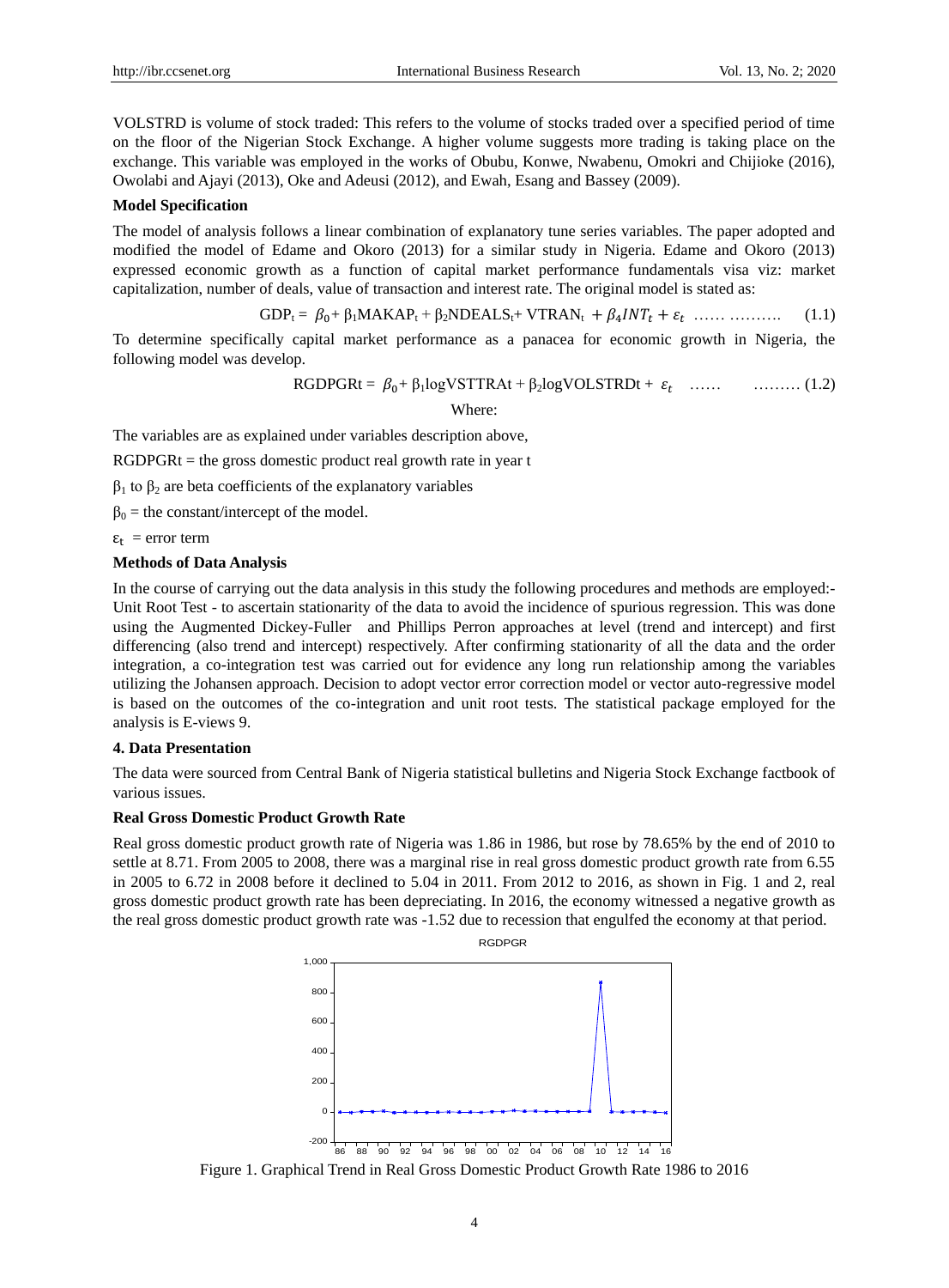VOLSTRD is volume of stock traded: This refers to the volume of stocks traded over a specified period of time on the floor of the Nigerian Stock Exchange. A higher volume suggests more trading is taking place on the exchange. This variable was employed in the works of Obubu, Konwe, Nwabenu, Omokri and Chijioke (2016), Owolabi and Ajayi (2013), Oke and Adeusi (2012), and Ewah, Esang and Bassey (2009).

**Model Specification**

The model of analysis follows a linear combination of explanatory tune series variables. The paper adopted and modified the model of Edame and Okoro (2013) for a similar study in Nigeria. Edame and Okoro (2013) expressed economic growth as a function of capital market performance fundamentals visa viz: market capitalization, number of deals, value of transaction and interest rate. The original model is stated as:

$$GDP_t = \beta_0 + \beta_1 MAKAP_t + \beta_2 NDEALS_t + VTRAN_t + \beta_4 INT_t + \varepsilon_t \quad \ldots\ldots \; \ldots\ldots\ldots\ldots \quad (1.1)$$

To determine specifically capital market performance as a panacea for economic growth in Nigeria, the following model was develop.

$$RGDPGRt = \beta_0 + \beta_1 logVSTTRAt + \beta_2 logVOLSTRDt + \varepsilon_t \quad \ldots\ldots \quad \ldots\ldots\ldots \; (1.2)$$

Where:

The variables are as explained under variables description above,

RGDPGRt = the gross domestic product real growth rate in year t

$\beta_1$ to $\beta_2$ are beta coefficients of the explanatory variables

$\beta_0$ = the constant/intercept of the model.

$\varepsilon_t$ = error term

**Methods of Data Analysis**

In the course of carrying out the data analysis in this study the following procedures and methods are employed:- Unit Root Test - to ascertain stationarity of the data to avoid the incidence of spurious regression. This was done using the Augmented Dickey-Fuller and Phillips Perron approaches at level (trend and intercept) and first differencing (also trend and intercept) respectively. After confirming stationarity of all the data and the order integration, a co-integration test was carried out for evidence any long run relationship among the variables utilizing the Johansen approach. Decision to adopt vector error correction model or vector auto-regressive model is based on the outcomes of the co-integration and unit root tests. The statistical package employed for the analysis is E-views 9.

## 4. Data Presentation

The data were sourced from Central Bank of Nigeria statistical bulletins and Nigeria Stock Exchange factbook of various issues.

**Real Gross Domestic Product Growth Rate**

Real gross domestic product growth rate of Nigeria was 1.86 in 1986, but rose by 78.65% by the end of 2010 to settle at 8.71. From 2005 to 2008, there was a marginal rise in real gross domestic product growth rate from 6.55 in 2005 to 6.72 in 2008 before it declined to 5.04 in 2011. From 2012 to 2016, as shown in Fig. 1 and 2, real gross domestic product growth rate has been depreciating. In 2016, the economy witnessed a negative growth as the real gross domestic product growth rate was -1.52 due to recession that engulfed the economy at that period.

Figure 1. Graphical Trend in Real Gross Domestic Product Growth Rate 1986 to 2016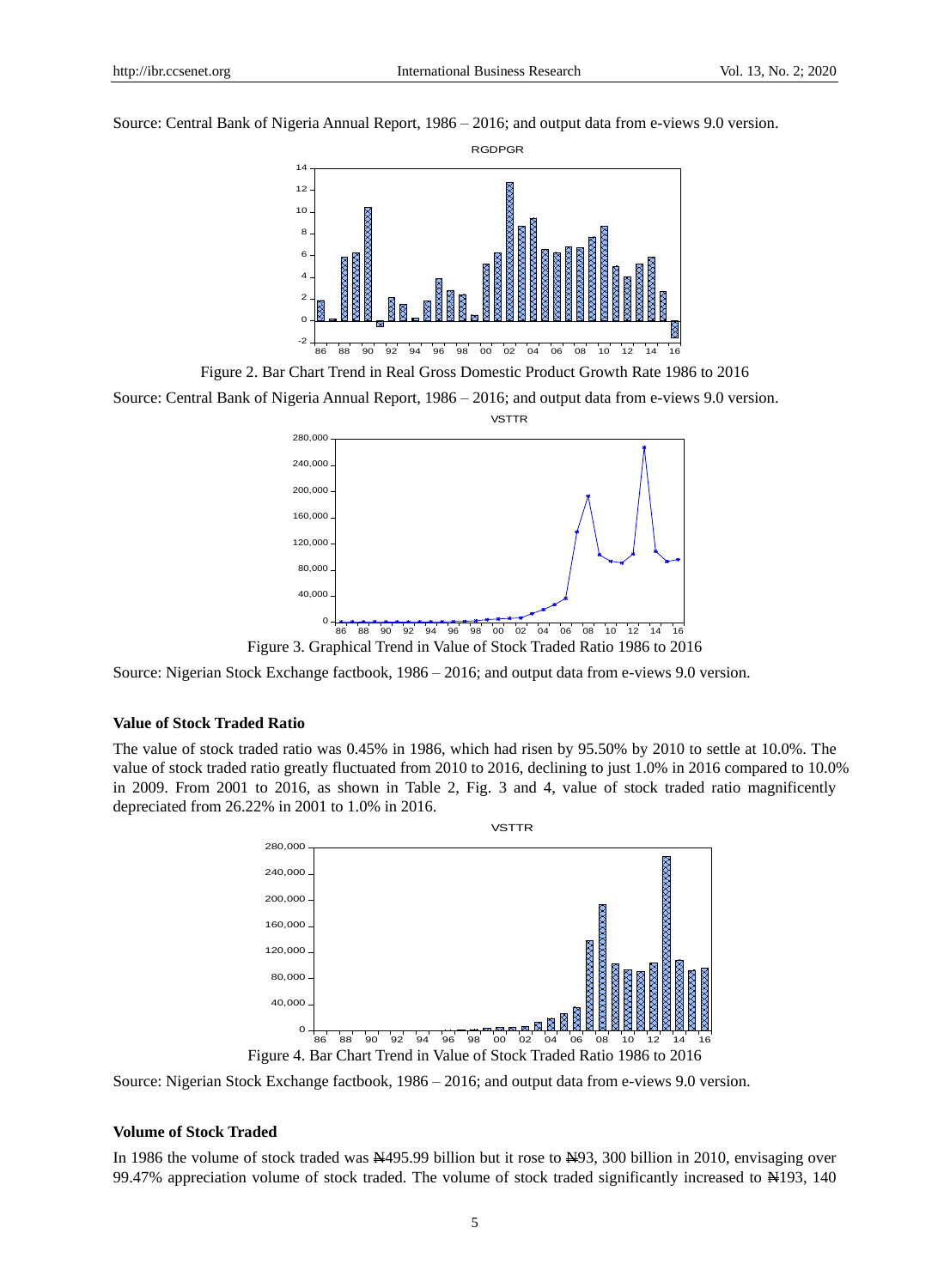Source: Central Bank of Nigeria Annual Report, 1986 – 2016; and output data from e-views 9.0 version.

Figure 2. Bar Chart Trend in Real Gross Domestic Product Growth Rate 1986 to 2016

Source: Central Bank of Nigeria Annual Report, 1986 – 2016; and output data from e-views 9.0 version.

Figure 3. Graphical Trend in Value of Stock Traded Ratio 1986 to 2016

Source: Nigerian Stock Exchange factbook, 1986 – 2016; and output data from e-views 9.0 version.

**Value of Stock Traded Ratio**

The value of stock traded ratio was 0.45% in 1986, which had risen by 95.50% by 2010 to settle at 10.0%. The value of stock traded ratio greatly fluctuated from 2010 to 2016, declining to just 1.0% in 2016 compared to 10.0% in 2009. From 2001 to 2016, as shown in Table 2, Fig. 3 and 4, value of stock traded ratio magnificently depreciated from 26.22% in 2001 to 1.0% in 2016.

Figure 4. Bar Chart Trend in Value of Stock Traded Ratio 1986 to 2016

Source: Nigerian Stock Exchange factbook, 1986 – 2016; and output data from e-views 9.0 version.

**Volume of Stock Traded**

In 1986 the volume of stock traded was ₦495.99 billion but it rose to ₦93, 300 billion in 2010, envisaging over 99.47% appreciation volume of stock traded. The volume of stock traded significantly increased to ₦193, 140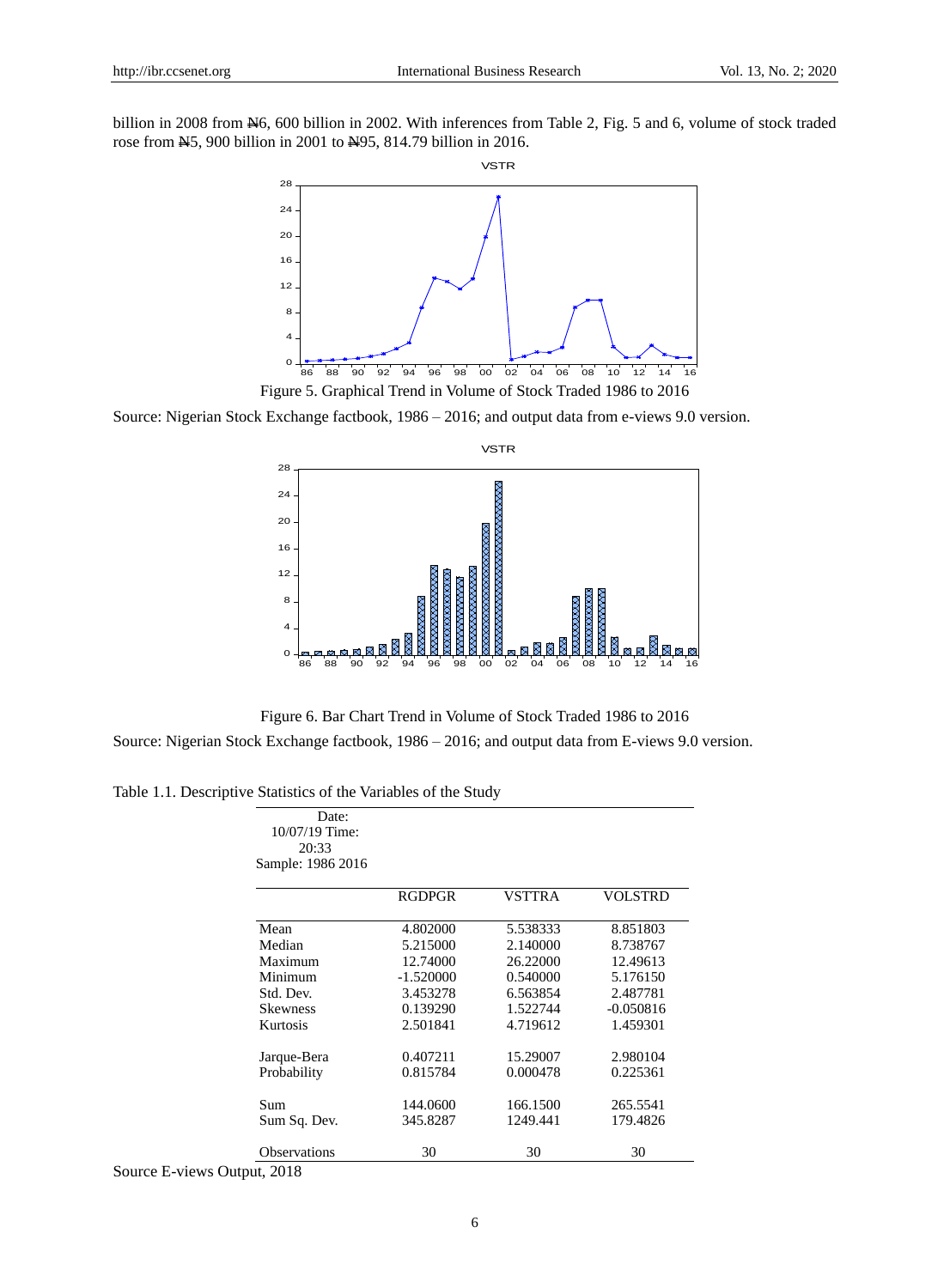billion in 2008 from ₦6, 600 billion in 2002. With inferences from Table 2, Fig. 5 and 6, volume of stock traded rose from ₦5, 900 billion in 2001 to ₦95, 814.79 billion in 2016.

Figure 5. Graphical Trend in Volume of Stock Traded 1986 to 2016

Source: Nigerian Stock Exchange factbook, 1986 – 2016; and output data from e-views 9.0 version.

Figure 6. Bar Chart Trend in Volume of Stock Traded 1986 to 2016

Source: Nigerian Stock Exchange factbook, 1986 – 2016; and output data from E-views 9.0 version.

Table 1.1. Descriptive Statistics of the Variables of the Study

Date: 10/07/19 Time: 20:33
Sample: 1986 2016

| | RGDPGR | VSTTRA | VOLSTRD |
|---|---|---|---|
| Mean | 4.802000 | 5.538333 | 8.851803 |
| Median | 5.215000 | 2.140000 | 8.738767 |
| Maximum | 12.74000 | 26.22000 | 12.49613 |
| Minimum | -1.520000 | 0.540000 | 5.176150 |
| Std. Dev. | 3.453278 | 6.563854 | 2.487781 |
| Skewness | 0.139290 | 1.522744 | -0.050816 |
| Kurtosis | 2.501841 | 4.719612 | 1.459301 |
| Jarque-Bera | 0.407211 | 15.29007 | 2.980104 |
| Probability | 0.815784 | 0.000478 | 0.225361 |
| Sum | 144.0600 | 166.1500 | 265.5541 |
| Sum Sq. Dev. | 345.8287 | 1249.441 | 179.4826 |
| Observations | 30 | 30 | 30 |

Source E-views Output, 2018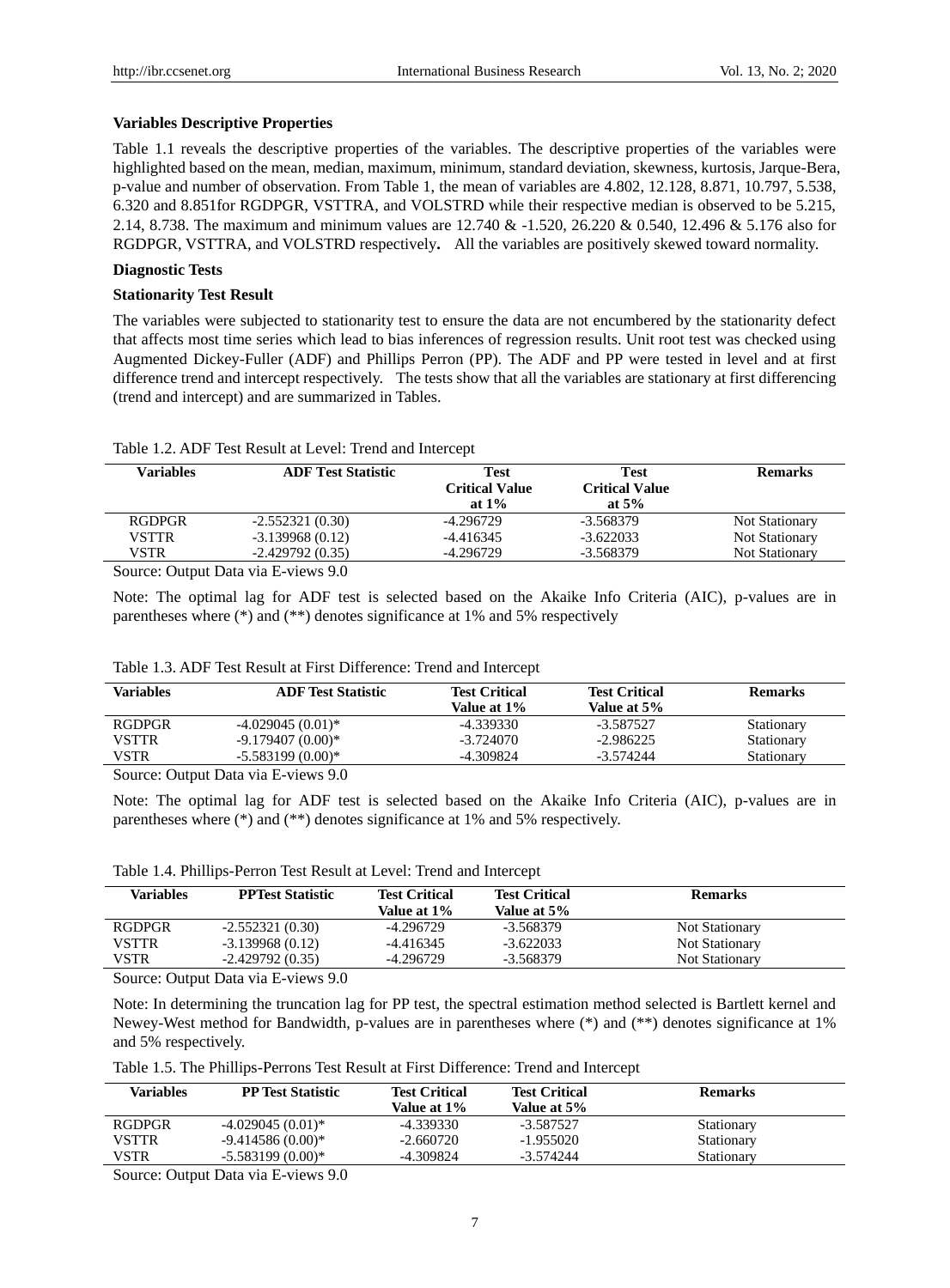**Variables Descriptive Properties**

Table 1.1 reveals the descriptive properties of the variables. The descriptive properties of the variables were highlighted based on the mean, median, maximum, minimum, standard deviation, skewness, kurtosis, Jarque-Bera, p-value and number of observation. From Table 1, the mean of variables are 4.802, 12.128, 8.871, 10.797, 5.538, 6.320 and 8.851for RGDPGR, VSTTRA, and VOLSTRD while their respective median is observed to be 5.215, 2.14, 8.738. The maximum and minimum values are 12.740 & -1.520, 26.220 & 0.540, 12.496 & 5.176 also for RGDPGR, VSTTRA, and VOLSTRD respectively**.** All the variables are positively skewed toward normality.

**Diagnostic Tests**

**Stationarity Test Result**

The variables were subjected to stationarity test to ensure the data are not encumbered by the stationarity defect that affects most time series which lead to bias inferences of regression results. Unit root test was checked using Augmented Dickey-Fuller (ADF) and Phillips Perron (PP). The ADF and PP were tested in level and at first difference trend and intercept respectively. The tests show that all the variables are stationary at first differencing (trend and intercept) and are summarized in Tables.

Table 1.2. ADF Test Result at Level: Trend and Intercept

| Variables | ADF Test Statistic | Test Critical Value at 1% | Test Critical Value at 5% | Remarks |
|---|---|---|---|---|
| RGDPGR | -2.552321 (0.30) | -4.296729 | -3.568379 | Not Stationary |
| VSTTR | -3.139968 (0.12) | -4.416345 | -3.622033 | Not Stationary |
| VSTR | -2.429792 (0.35) | -4.296729 | -3.568379 | Not Stationary |

Source: Output Data via E-views 9.0

Note: The optimal lag for ADF test is selected based on the Akaike Info Criteria (AIC), p-values are in parentheses where (*) and (**) denotes significance at 1% and 5% respectively

Table 1.3. ADF Test Result at First Difference: Trend and Intercept

| Variables | ADF Test Statistic | Test Critical Value at 1% | Test Critical Value at 5% | Remarks |
|---|---|---|---|---|
| RGDPGR | -4.029045 (0.01)* | -4.339330 | -3.587527 | Stationary |
| VSTTR | -9.179407 (0.00)* | -3.724070 | -2.986225 | Stationary |
| VSTR | -5.583199 (0.00)* | -4.309824 | -3.574244 | Stationary |

Source: Output Data via E-views 9.0

Note: The optimal lag for ADF test is selected based on the Akaike Info Criteria (AIC), p-values are in parentheses where (*) and (**) denotes significance at 1% and 5% respectively.

Table 1.4. Phillips-Perron Test Result at Level: Trend and Intercept

| Variables | PPTest Statistic | Test Critical Value at 1% | Test Critical Value at 5% | Remarks |
|---|---|---|---|---|
| RGDPGR | -2.552321 (0.30) | -4.296729 | -3.568379 | Not Stationary |
| VSTTR | -3.139968 (0.12) | -4.416345 | -3.622033 | Not Stationary |
| VSTR | -2.429792 (0.35) | -4.296729 | -3.568379 | Not Stationary |

Source: Output Data via E-views 9.0

Note: In determining the truncation lag for PP test, the spectral estimation method selected is Bartlett kernel and Newey-West method for Bandwidth, p-values are in parentheses where (*) and (**) denotes significance at 1% and 5% respectively.

Table 1.5. The Phillips-Perrons Test Result at First Difference: Trend and Intercept

| Variables | PP Test Statistic | Test Critical Value at 1% | Test Critical Value at 5% | Remarks |
|---|---|---|---|---|
| RGDPGR | -4.029045 (0.01)* | -4.339330 | -3.587527 | Stationary |
| VSTTR | -9.414586 (0.00)* | -2.660720 | -1.955020 | Stationary |
| VSTR | -5.583199 (0.00)* | -4.309824 | -3.574244 | Stationary |

Source: Output Data via E-views 9.0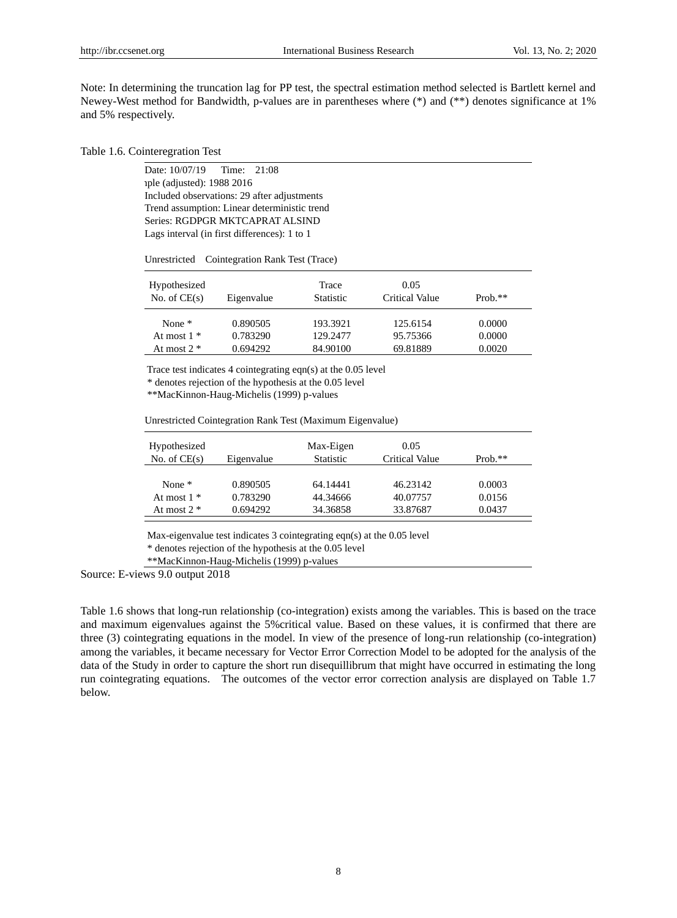Note: In determining the truncation lag for PP test, the spectral estimation method selected is Bartlett kernel and Newey-West method for Bandwidth, p-values are in parentheses where (*) and (**) denotes significance at 1% and 5% respectively.

Table 1.6. Cointeregration Test

Date: 10/07/19 Time: 21:08
ıple (adjusted): 1988 2016
Included observations: 29 after adjustments
Trend assumption: Linear deterministic trend
Series: RGDPGR MKTCAPRAT ALSIND
Lags interval (in first differences): 1 to 1

Unrestricted Cointegration Rank Test (Trace)

| Hypothesized No. of CE(s) | Eigenvalue | Trace Statistic | 0.05 Critical Value | Prob.** |
|---|---|---|---|---|
| None * | 0.890505 | 193.3921 | 125.6154 | 0.0000 |
| At most 1 * | 0.783290 | 129.2477 | 95.75366 | 0.0000 |
| At most 2 * | 0.694292 | 84.90100 | 69.81889 | 0.0020 |

Trace test indicates 4 cointegrating eqn(s) at the 0.05 level
* denotes rejection of the hypothesis at the 0.05 level
**MacKinnon-Haug-Michelis (1999) p-values

Unrestricted Cointegration Rank Test (Maximum Eigenvalue)

| Hypothesized No. of CE(s) | Eigenvalue | Max-Eigen Statistic | 0.05 Critical Value | Prob.** |
|---|---|---|---|---|
| None * | 0.890505 | 64.14441 | 46.23142 | 0.0003 |
| At most 1 * | 0.783290 | 44.34666 | 40.07757 | 0.0156 |
| At most 2 * | 0.694292 | 34.36858 | 33.87687 | 0.0437 |

Max-eigenvalue test indicates 3 cointegrating eqn(s) at the 0.05 level
* denotes rejection of the hypothesis at the 0.05 level
**MacKinnon-Haug-Michelis (1999) p-values

Source: E-views 9.0 output 2018

Table 1.6 shows that long-run relationship (co-integration) exists among the variables. This is based on the trace and maximum eigenvalues against the 5%critical value. Based on these values, it is confirmed that there are three (3) cointegrating equations in the model. In view of the presence of long-run relationship (co-integration) among the variables, it became necessary for Vector Error Correction Model to be adopted for the analysis of the data of the Study in order to capture the short run disequillibrum that might have occurred in estimating the long run cointegrating equations. The outcomes of the vector error correction analysis are displayed on Table 1.7 below.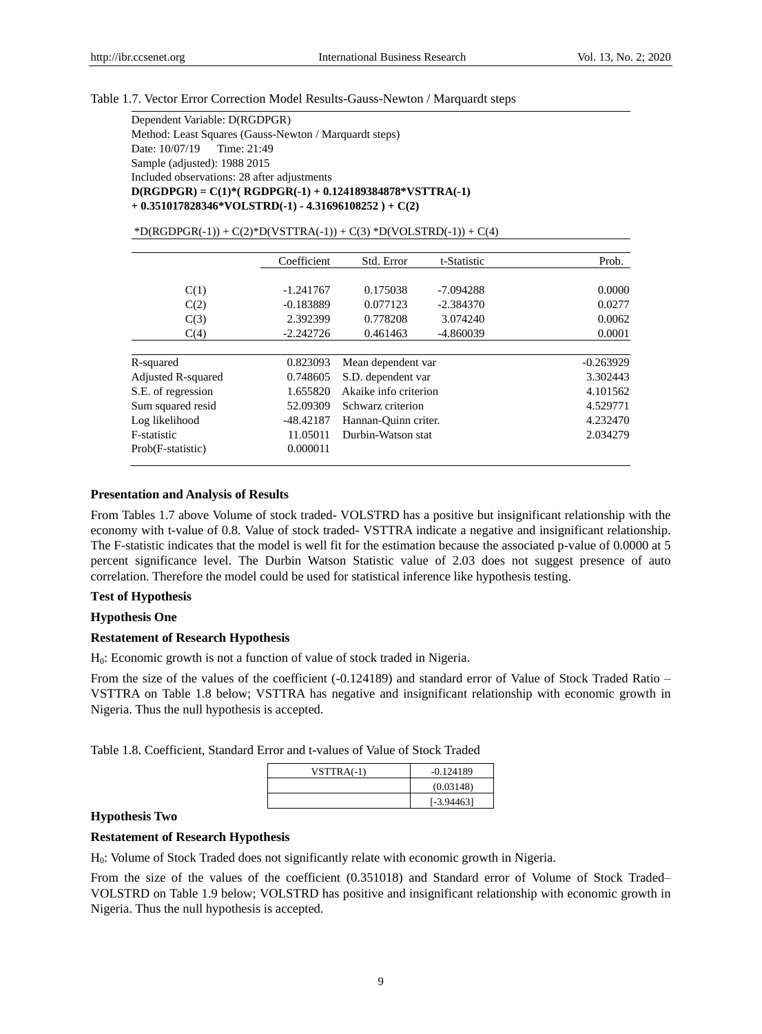Table 1.7. Vector Error Correction Model Results-Gauss-Newton / Marquardt steps

Dependent Variable: D(RGDPGR)
Method: Least Squares (Gauss-Newton / Marquardt steps)
Date: 10/07/19 Time: 21:49
Sample (adjusted): 1988 2015
Included observations: 28 after adjustments
**D(RGDPGR) = C(1)*( RGDPGR(-1) + 0.124189384878*VSTTRA(-1) + 0.351017828346*VOLSTRD(-1) - 4.31696108252 ) + C(2)**

*D(RGDPGR(-1)) + C(2)*D(VSTTRA(-1)) + C(3) *D(VOLSTRD(-1)) + C(4)

| | Coefficient | Std. Error | t-Statistic | Prob. |
|---|---|---|---|---|
| C(1) | -1.241767 | 0.175038 | -7.094288 | 0.0000 |
| C(2) | -0.183889 | 0.077123 | -2.384370 | 0.0277 |
| C(3) | 2.392399 | 0.778208 | 3.074240 | 0.0062 |
| C(4) | -2.242726 | 0.461463 | -4.860039 | 0.0001 |

| | | | |
|---|---|---|---|
| R-squared | 0.823093 | Mean dependent var | -0.263929 |
| Adjusted R-squared | 0.748605 | S.D. dependent var | 3.302443 |
| S.E. of regression | 1.655820 | Akaike info criterion | 4.101562 |
| Sum squared resid | 52.09309 | Schwarz criterion | 4.529771 |
| Log likelihood | -48.42187 | Hannan-Quinn criter. | 4.232470 |
| F-statistic | 11.05011 | Durbin-Watson stat | 2.034279 |
| Prob(F-statistic) | 0.000011 | | |

**Presentation and Analysis of Results**

From Tables 1.7 above Volume of stock traded- VOLSTRD has a positive but insignificant relationship with the economy with t-value of 0.8. Value of stock traded- VSTTRA indicate a negative and insignificant relationship. The F-statistic indicates that the model is well fit for the estimation because the associated p-value of 0.0000 at 5 percent significance level. The Durbin Watson Statistic value of 2.03 does not suggest presence of auto correlation. Therefore the model could be used for statistical inference like hypothesis testing.

**Test of Hypothesis**

**Hypothesis One**

**Restatement of Research Hypothesis**

$H_0$: Economic growth is not a function of value of stock traded in Nigeria.

From the size of the values of the coefficient (-0.124189) and standard error of Value of Stock Traded Ratio – VSTTRA on Table 1.8 below; VSTTRA has negative and insignificant relationship with economic growth in Nigeria. Thus the null hypothesis is accepted.

Table 1.8. Coefficient, Standard Error and t-values of Value of Stock Traded

| VSTTRA(-1) | -0.124189 |
|---|---|
| | (0.03148) |
| | [-3.94463] |

**Hypothesis Two**

**Restatement of Research Hypothesis**

$H_0$: Volume of Stock Traded does not significantly relate with economic growth in Nigeria.

From the size of the values of the coefficient (0.351018) and Standard error of Volume of Stock Traded– VOLSTRD on Table 1.9 below; VOLSTRD has positive and insignificant relationship with economic growth in Nigeria. Thus the null hypothesis is accepted.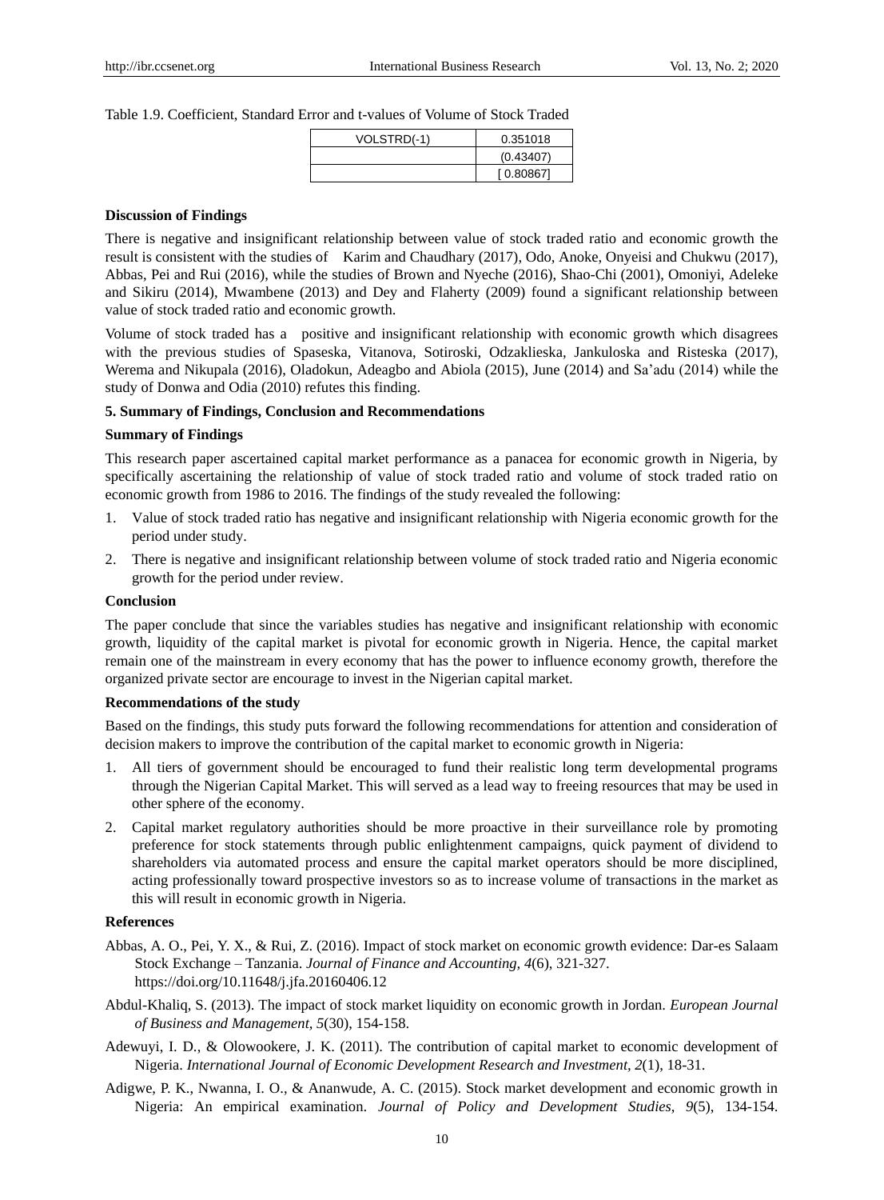Table 1.9. Coefficient, Standard Error and t-values of Volume of Stock Traded

| VOLSTRD(-1) | 0.351018 |
| --- | --- |
| | (0.43407) |
| | [ 0.80867] |

**Discussion of Findings**

There is negative and insignificant relationship between value of stock traded ratio and economic growth the result is consistent with the studies of Karim and Chaudhary (2017), Odo, Anoke, Onyeisi and Chukwu (2017), Abbas, Pei and Rui (2016), while the studies of Brown and Nyeche (2016), Shao-Chi (2001), Omoniyi, Adeleke and Sikiru (2014), Mwambene (2013) and Dey and Flaherty (2009) found a significant relationship between value of stock traded ratio and economic growth.

Volume of stock traded has a positive and insignificant relationship with economic growth which disagrees with the previous studies of Spaseska, Vitanova, Sotiroski, Odzaklieska, Jankuloska and Risteska (2017), Werema and Nikupala (2016), Oladokun, Adeagbo and Abiola (2015), June (2014) and Sa'adu (2014) while the study of Donwa and Odia (2010) refutes this finding.

## 5. Summary of Findings, Conclusion and Recommendations

**Summary of Findings**

This research paper ascertained capital market performance as a panacea for economic growth in Nigeria, by specifically ascertaining the relationship of value of stock traded ratio and volume of stock traded ratio on economic growth from 1986 to 2016. The findings of the study revealed the following:

1. Value of stock traded ratio has negative and insignificant relationship with Nigeria economic growth for the period under study.
2. There is negative and insignificant relationship between volume of stock traded ratio and Nigeria economic growth for the period under review.

**Conclusion**

The paper conclude that since the variables studies has negative and insignificant relationship with economic growth, liquidity of the capital market is pivotal for economic growth in Nigeria. Hence, the capital market remain one of the mainstream in every economy that has the power to influence economy growth, therefore the organized private sector are encourage to invest in the Nigerian capital market.

**Recommendations of the study**

Based on the findings, this study puts forward the following recommendations for attention and consideration of decision makers to improve the contribution of the capital market to economic growth in Nigeria:

1. All tiers of government should be encouraged to fund their realistic long term developmental programs through the Nigerian Capital Market. This will served as a lead way to freeing resources that may be used in other sphere of the economy.
2. Capital market regulatory authorities should be more proactive in their surveillance role by promoting preference for stock statements through public enlightenment campaigns, quick payment of dividend to shareholders via automated process and ensure the capital market operators should be more disciplined, acting professionally toward prospective investors so as to increase volume of transactions in the market as this will result in economic growth in Nigeria.

## References

Abbas, A. O., Pei, Y. X., & Rui, Z. (2016). Impact of stock market on economic growth evidence: Dar-es Salaam Stock Exchange – Tanzania. *Journal of Finance and Accounting, 4*(6), 321-327. https://doi.org/10.11648/j.jfa.20160406.12

Abdul-Khaliq, S. (2013). The impact of stock market liquidity on economic growth in Jordan. *European Journal of Business and Management, 5*(30), 154-158.

Adewuyi, I. D., & Olowookere, J. K. (2011). The contribution of capital market to economic development of Nigeria. *International Journal of Economic Development Research and Investment, 2*(1), 18-31.

Adigwe, P. K., Nwanna, I. O., & Ananwude, A. C. (2015). Stock market development and economic growth in Nigeria: An empirical examination. *Journal of Policy and Development Studies, 9*(5), 134-154.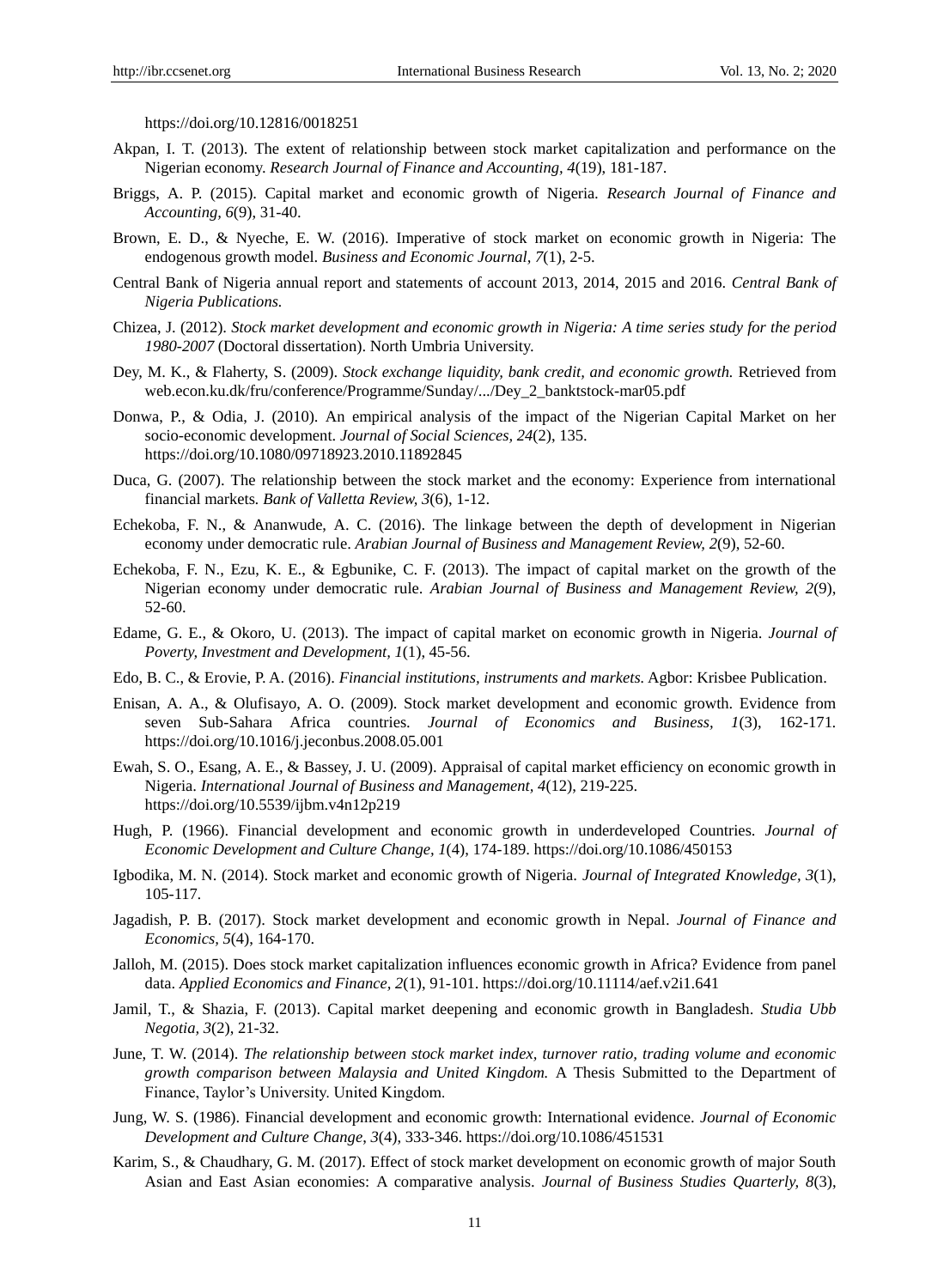https://doi.org/10.12816/0018251

Akpan, I. T. (2013). The extent of relationship between stock market capitalization and performance on the Nigerian economy. *Research Journal of Finance and Accounting, 4*(19), 181-187.

Briggs, A. P. (2015). Capital market and economic growth of Nigeria. *Research Journal of Finance and Accounting, 6*(9), 31-40.

Brown, E. D., & Nyeche, E. W. (2016). Imperative of stock market on economic growth in Nigeria: The endogenous growth model. *Business and Economic Journal, 7*(1), 2-5.

Central Bank of Nigeria annual report and statements of account 2013, 2014, 2015 and 2016. *Central Bank of Nigeria Publications.*

Chizea, J. (2012). *Stock market development and economic growth in Nigeria: A time series study for the period 1980-2007* (Doctoral dissertation). North Umbria University.

Dey, M. K., & Flaherty, S. (2009). *Stock exchange liquidity, bank credit, and economic growth.* Retrieved from web.econ.ku.dk/fru/conference/Programme/Sunday/.../Dey_2_banktstock-mar05.pdf

Donwa, P., & Odia, J. (2010). An empirical analysis of the impact of the Nigerian Capital Market on her socio-economic development. *Journal of Social Sciences, 24*(2), 135. https://doi.org/10.1080/09718923.2010.11892845

Duca, G. (2007). The relationship between the stock market and the economy: Experience from international financial markets. *Bank of Valletta Review, 3*(6), 1-12.

Echekoba, F. N., & Ananwude, A. C. (2016). The linkage between the depth of development in Nigerian economy under democratic rule. *Arabian Journal of Business and Management Review, 2*(9), 52-60.

Echekoba, F. N., Ezu, K. E., & Egbunike, C. F. (2013). The impact of capital market on the growth of the Nigerian economy under democratic rule. *Arabian Journal of Business and Management Review, 2*(9), 52-60.

Edame, G. E., & Okoro, U. (2013). The impact of capital market on economic growth in Nigeria. *Journal of Poverty, Investment and Development, 1*(1), 45-56.

Edo, B. C., & Erovie, P. A. (2016). *Financial institutions, instruments and markets.* Agbor: Krisbee Publication.

Enisan, A. A., & Olufisayo, A. O. (2009). Stock market development and economic growth. Evidence from seven Sub-Sahara Africa countries. *Journal of Economics and Business, 1*(3), 162-171. https://doi.org/10.1016/j.jeconbus.2008.05.001

Ewah, S. O., Esang, A. E., & Bassey, J. U. (2009). Appraisal of capital market efficiency on economic growth in Nigeria. *International Journal of Business and Management, 4*(12), 219-225. https://doi.org/10.5539/ijbm.v4n12p219

Hugh, P. (1966). Financial development and economic growth in underdeveloped Countries. *Journal of Economic Development and Culture Change, 1*(4), 174-189. https://doi.org/10.1086/450153

Igbodika, M. N. (2014). Stock market and economic growth of Nigeria. *Journal of Integrated Knowledge, 3*(1), 105-117.

Jagadish, P. B. (2017). Stock market development and economic growth in Nepal. *Journal of Finance and Economics, 5*(4), 164-170.

Jalloh, M. (2015). Does stock market capitalization influences economic growth in Africa? Evidence from panel data. *Applied Economics and Finance, 2*(1), 91-101. https://doi.org/10.11114/aef.v2i1.641

Jamil, T., & Shazia, F. (2013). Capital market deepening and economic growth in Bangladesh. *Studia Ubb Negotia, 3*(2), 21-32.

June, T. W. (2014). *The relationship between stock market index, turnover ratio, trading volume and economic growth comparison between Malaysia and United Kingdom.* A Thesis Submitted to the Department of Finance, Taylor's University. United Kingdom.

Jung, W. S. (1986). Financial development and economic growth: International evidence. *Journal of Economic Development and Culture Change, 3*(4), 333-346. https://doi.org/10.1086/451531

Karim, S., & Chaudhary, G. M. (2017). Effect of stock market development on economic growth of major South Asian and East Asian economies: A comparative analysis. *Journal of Business Studies Quarterly, 8*(3),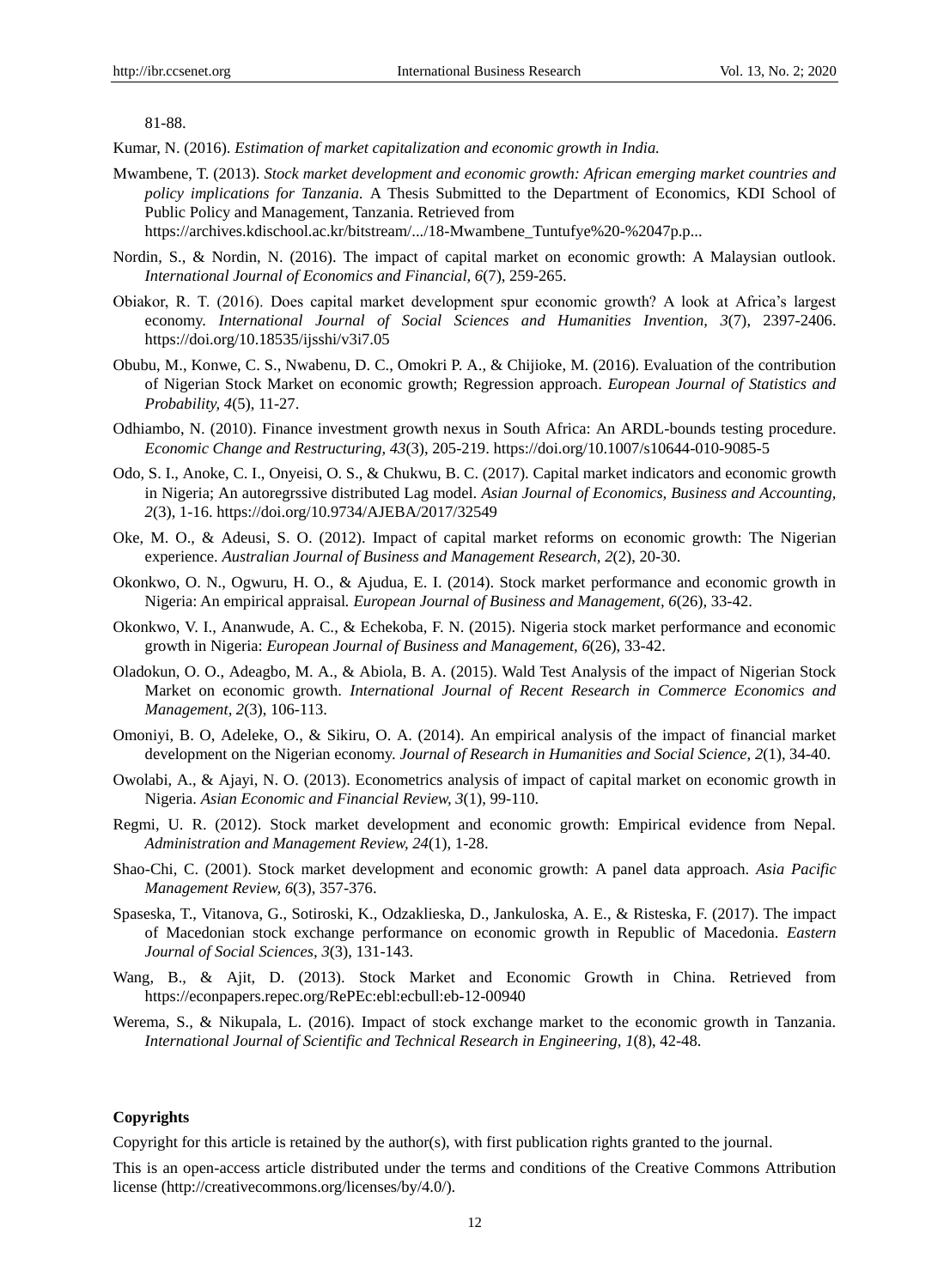81-88.

Kumar, N. (2016). *Estimation of market capitalization and economic growth in India.*

Mwambene, T. (2013). *Stock market development and economic growth: African emerging market countries and policy implications for Tanzania.* A Thesis Submitted to the Department of Economics, KDI School of Public Policy and Management, Tanzania. Retrieved from https://archives.kdischool.ac.kr/bitstream/.../18-Mwambene_Tuntufye%20-%2047p.p...

Nordin, S., & Nordin, N. (2016). The impact of capital market on economic growth: A Malaysian outlook. *International Journal of Economics and Financial, 6*(7), 259-265.

Obiakor, R. T. (2016). Does capital market development spur economic growth? A look at Africa's largest economy. *International Journal of Social Sciences and Humanities Invention, 3*(7), 2397-2406. https://doi.org/10.18535/ijsshi/v3i7.05

Obubu, M., Konwe, C. S., Nwabenu, D. C., Omokri P. A., & Chijioke, M. (2016). Evaluation of the contribution of Nigerian Stock Market on economic growth; Regression approach. *European Journal of Statistics and Probability, 4*(5), 11-27.

Odhiambo, N. (2010). Finance investment growth nexus in South Africa: An ARDL-bounds testing procedure. *Economic Change and Restructuring, 43*(3), 205-219. https://doi.org/10.1007/s10644-010-9085-5

Odo, S. I., Anoke, C. I., Onyeisi, O. S., & Chukwu, B. C. (2017). Capital market indicators and economic growth in Nigeria; An autoregrssive distributed Lag model. *Asian Journal of Economics, Business and Accounting, 2*(3), 1-16. https://doi.org/10.9734/AJEBA/2017/32549

Oke, M. O., & Adeusi, S. O. (2012). Impact of capital market reforms on economic growth: The Nigerian experience. *Australian Journal of Business and Management Research, 2*(2), 20-30.

Okonkwo, O. N., Ogwuru, H. O., & Ajudua, E. I. (2014). Stock market performance and economic growth in Nigeria: An empirical appraisal. *European Journal of Business and Management, 6*(26), 33-42.

Okonkwo, V. I., Ananwude, A. C., & Echekoba, F. N. (2015). Nigeria stock market performance and economic growth in Nigeria: *European Journal of Business and Management, 6*(26), 33-42.

Oladokun, O. O., Adeagbo, M. A., & Abiola, B. A. (2015). Wald Test Analysis of the impact of Nigerian Stock Market on economic growth. *International Journal of Recent Research in Commerce Economics and Management, 2*(3), 106-113.

Omoniyi, B. O, Adeleke, O., & Sikiru, O. A. (2014). An empirical analysis of the impact of financial market development on the Nigerian economy. *Journal of Research in Humanities and Social Science, 2*(1), 34-40.

Owolabi, A., & Ajayi, N. O. (2013). Econometrics analysis of impact of capital market on economic growth in Nigeria. *Asian Economic and Financial Review, 3*(1), 99-110.

Regmi, U. R. (2012). Stock market development and economic growth: Empirical evidence from Nepal. *Administration and Management Review, 24*(1), 1-28.

Shao-Chi, C. (2001). Stock market development and economic growth: A panel data approach. *Asia Pacific Management Review, 6*(3), 357-376.

Spaseska, T., Vitanova, G., Sotiroski, K., Odzaklieska, D., Jankuloska, A. E., & Risteska, F. (2017). The impact of Macedonian stock exchange performance on economic growth in Republic of Macedonia. *Eastern Journal of Social Sciences, 3*(3), 131-143.

Wang, B., & Ajit, D. (2013). Stock Market and Economic Growth in China. Retrieved from https://econpapers.repec.org/RePEc:ebl:ecbull:eb-12-00940

Werema, S., & Nikupala, L. (2016). Impact of stock exchange market to the economic growth in Tanzania. *International Journal of Scientific and Technical Research in Engineering, 1*(8), 42-48.

**Copyrights**

Copyright for this article is retained by the author(s), with first publication rights granted to the journal.

This is an open-access article distributed under the terms and conditions of the Creative Commons Attribution license (http://creativecommons.org/licenses/by/4.0/).